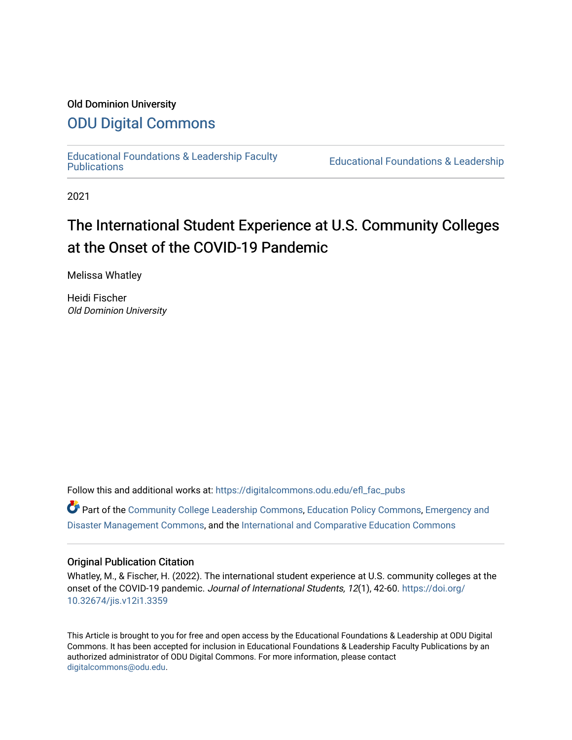Old Dominion University

# ODU Digital Commons

Educational Foundations & Leadership Faculty Publications

Educational Foundations & Leadership

2021

# The International Student Experience at U.S. Community Colleges at the Onset of the COVID-19 Pandemic

Melissa Whatley

Heidi Fischer
*Old Dominion University*

Follow this and additional works at: https://digitalcommons.odu.edu/efl_fac_pubs

Part of the Community College Leadership Commons, Education Policy Commons, Emergency and Disaster Management Commons, and the International and Comparative Education Commons

## Original Publication Citation

Whatley, M., & Fischer, H. (2022). The international student experience at U.S. community colleges at the onset of the COVID-19 pandemic. *Journal of International Students, 12*(1), 42-60. https://doi.org/10.32674/jis.v12i1.3359

This Article is brought to you for free and open access by the Educational Foundations & Leadership at ODU Digital Commons. It has been accepted for inclusion in Educational Foundations & Leadership Faculty Publications by an authorized administrator of ODU Digital Commons. For more information, please contact digitalcommons@odu.edu.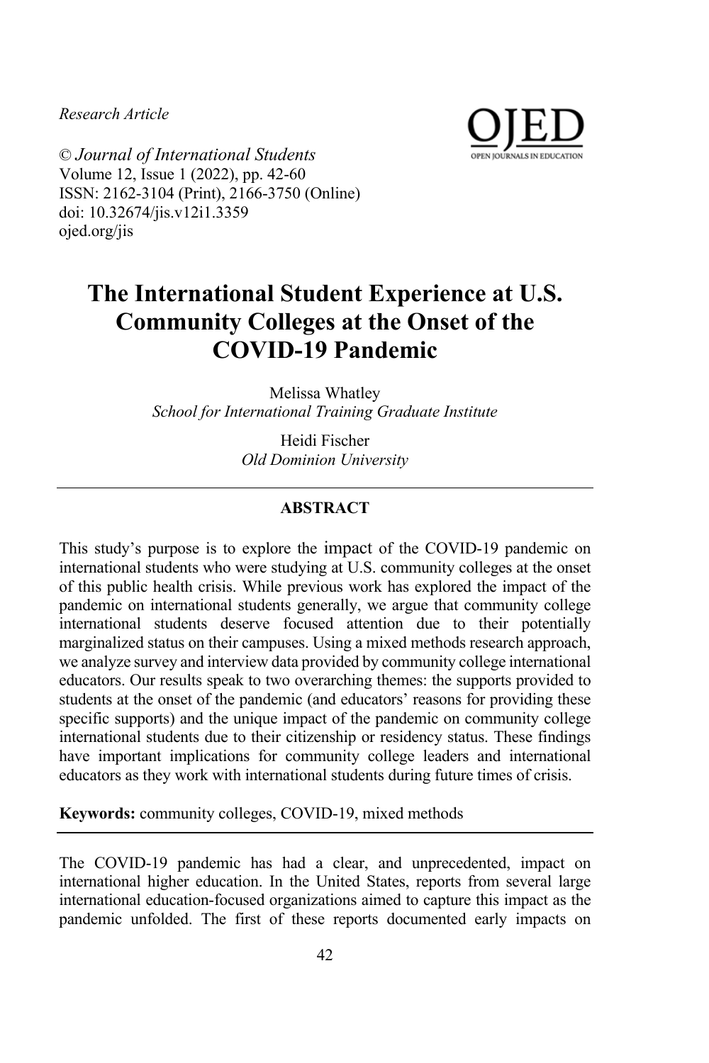*Research Article*

© *Journal of International Students*
Volume 12, Issue 1 (2022), pp. 42-60
ISSN: 2162-3104 (Print), 2166-3750 (Online)
doi: 10.32674/jis.v12i1.3359
ojed.org/jis

# The International Student Experience at U.S. Community Colleges at the Onset of the COVID-19 Pandemic

Melissa Whatley
*School for International Training Graduate Institute*

Heidi Fischer
*Old Dominion University*

## ABSTRACT

This study's purpose is to explore the impact of the COVID-19 pandemic on international students who were studying at U.S. community colleges at the onset of this public health crisis. While previous work has explored the impact of the pandemic on international students generally, we argue that community college international students deserve focused attention due to their potentially marginalized status on their campuses. Using a mixed methods research approach, we analyze survey and interview data provided by community college international educators. Our results speak to two overarching themes: the supports provided to students at the onset of the pandemic (and educators' reasons for providing these specific supports) and the unique impact of the pandemic on community college international students due to their citizenship or residency status. These findings have important implications for community college leaders and international educators as they work with international students during future times of crisis.

**Keywords:** community colleges, COVID-19, mixed methods

The COVID-19 pandemic has had a clear, and unprecedented, impact on international higher education. In the United States, reports from several large international education-focused organizations aimed to capture this impact as the pandemic unfolded. The first of these reports documented early impacts on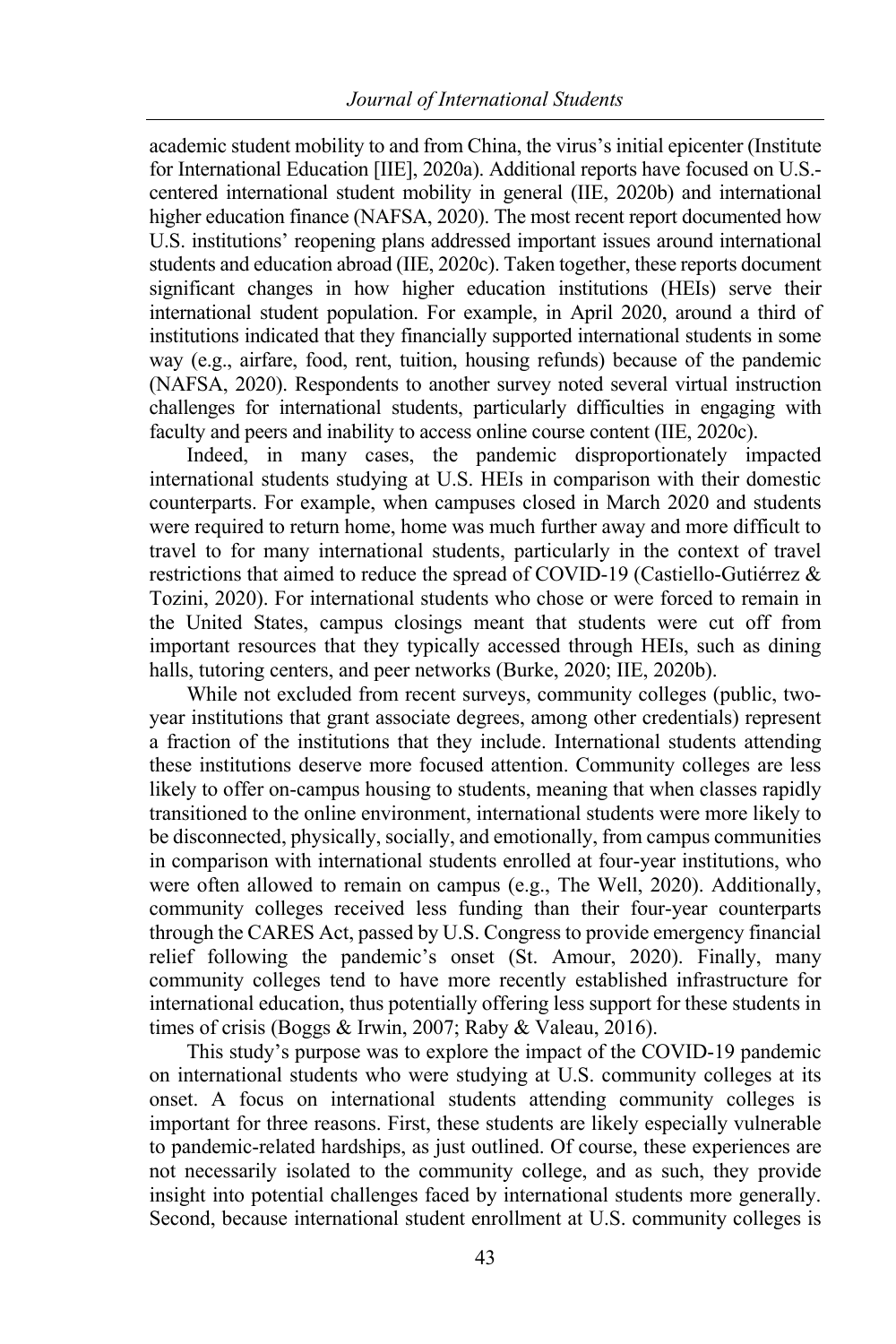academic student mobility to and from China, the virus's initial epicenter (Institute for International Education [IIE], 2020a). Additional reports have focused on U.S.-centered international student mobility in general (IIE, 2020b) and international higher education finance (NAFSA, 2020). The most recent report documented how U.S. institutions' reopening plans addressed important issues around international students and education abroad (IIE, 2020c). Taken together, these reports document significant changes in how higher education institutions (HEIs) serve their international student population. For example, in April 2020, around a third of institutions indicated that they financially supported international students in some way (e.g., airfare, food, rent, tuition, housing refunds) because of the pandemic (NAFSA, 2020). Respondents to another survey noted several virtual instruction challenges for international students, particularly difficulties in engaging with faculty and peers and inability to access online course content (IIE, 2020c).

Indeed, in many cases, the pandemic disproportionately impacted international students studying at U.S. HEIs in comparison with their domestic counterparts. For example, when campuses closed in March 2020 and students were required to return home, home was much further away and more difficult to travel to for many international students, particularly in the context of travel restrictions that aimed to reduce the spread of COVID-19 (Castiello-Gutiérrez & Tozini, 2020). For international students who chose or were forced to remain in the United States, campus closings meant that students were cut off from important resources that they typically accessed through HEIs, such as dining halls, tutoring centers, and peer networks (Burke, 2020; IIE, 2020b).

While not excluded from recent surveys, community colleges (public, two-year institutions that grant associate degrees, among other credentials) represent a fraction of the institutions that they include. International students attending these institutions deserve more focused attention. Community colleges are less likely to offer on-campus housing to students, meaning that when classes rapidly transitioned to the online environment, international students were more likely to be disconnected, physically, socially, and emotionally, from campus communities in comparison with international students enrolled at four-year institutions, who were often allowed to remain on campus (e.g., The Well, 2020). Additionally, community colleges received less funding than their four-year counterparts through the CARES Act, passed by U.S. Congress to provide emergency financial relief following the pandemic's onset (St. Amour, 2020). Finally, many community colleges tend to have more recently established infrastructure for international education, thus potentially offering less support for these students in times of crisis (Boggs & Irwin, 2007; Raby & Valeau, 2016).

This study's purpose was to explore the impact of the COVID-19 pandemic on international students who were studying at U.S. community colleges at its onset. A focus on international students attending community colleges is important for three reasons. First, these students are likely especially vulnerable to pandemic-related hardships, as just outlined. Of course, these experiences are not necessarily isolated to the community college, and as such, they provide insight into potential challenges faced by international students more generally. Second, because international student enrollment at U.S. community colleges is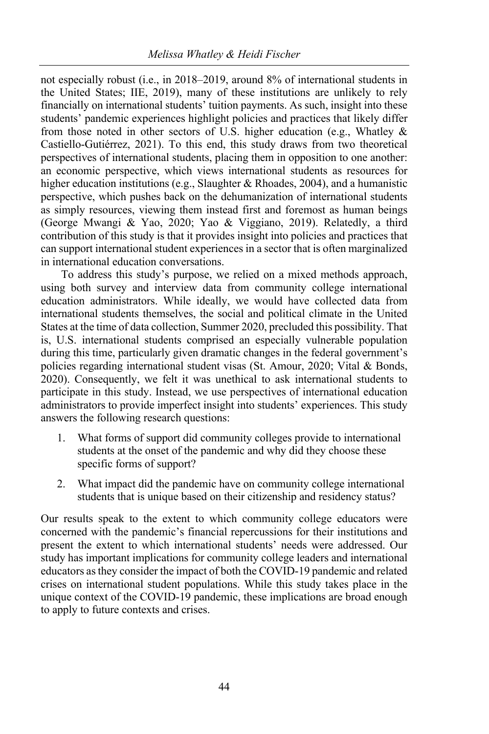not especially robust (i.e., in 2018–2019, around 8% of international students in the United States; IIE, 2019), many of these institutions are unlikely to rely financially on international students' tuition payments. As such, insight into these students' pandemic experiences highlight policies and practices that likely differ from those noted in other sectors of U.S. higher education (e.g., Whatley & Castiello-Gutiérrez, 2021). To this end, this study draws from two theoretical perspectives of international students, placing them in opposition to one another: an economic perspective, which views international students as resources for higher education institutions (e.g., Slaughter & Rhoades, 2004), and a humanistic perspective, which pushes back on the dehumanization of international students as simply resources, viewing them instead first and foremost as human beings (George Mwangi & Yao, 2020; Yao & Viggiano, 2019). Relatedly, a third contribution of this study is that it provides insight into policies and practices that can support international student experiences in a sector that is often marginalized in international education conversations.

To address this study's purpose, we relied on a mixed methods approach, using both survey and interview data from community college international education administrators. While ideally, we would have collected data from international students themselves, the social and political climate in the United States at the time of data collection, Summer 2020, precluded this possibility. That is, U.S. international students comprised an especially vulnerable population during this time, particularly given dramatic changes in the federal government's policies regarding international student visas (St. Amour, 2020; Vital & Bonds, 2020). Consequently, we felt it was unethical to ask international students to participate in this study. Instead, we use perspectives of international education administrators to provide imperfect insight into students' experiences. This study answers the following research questions:

1. What forms of support did community colleges provide to international students at the onset of the pandemic and why did they choose these specific forms of support?
2. What impact did the pandemic have on community college international students that is unique based on their citizenship and residency status?

Our results speak to the extent to which community college educators were concerned with the pandemic's financial repercussions for their institutions and present the extent to which international students' needs were addressed. Our study has important implications for community college leaders and international educators as they consider the impact of both the COVID-19 pandemic and related crises on international student populations. While this study takes place in the unique context of the COVID-19 pandemic, these implications are broad enough to apply to future contexts and crises.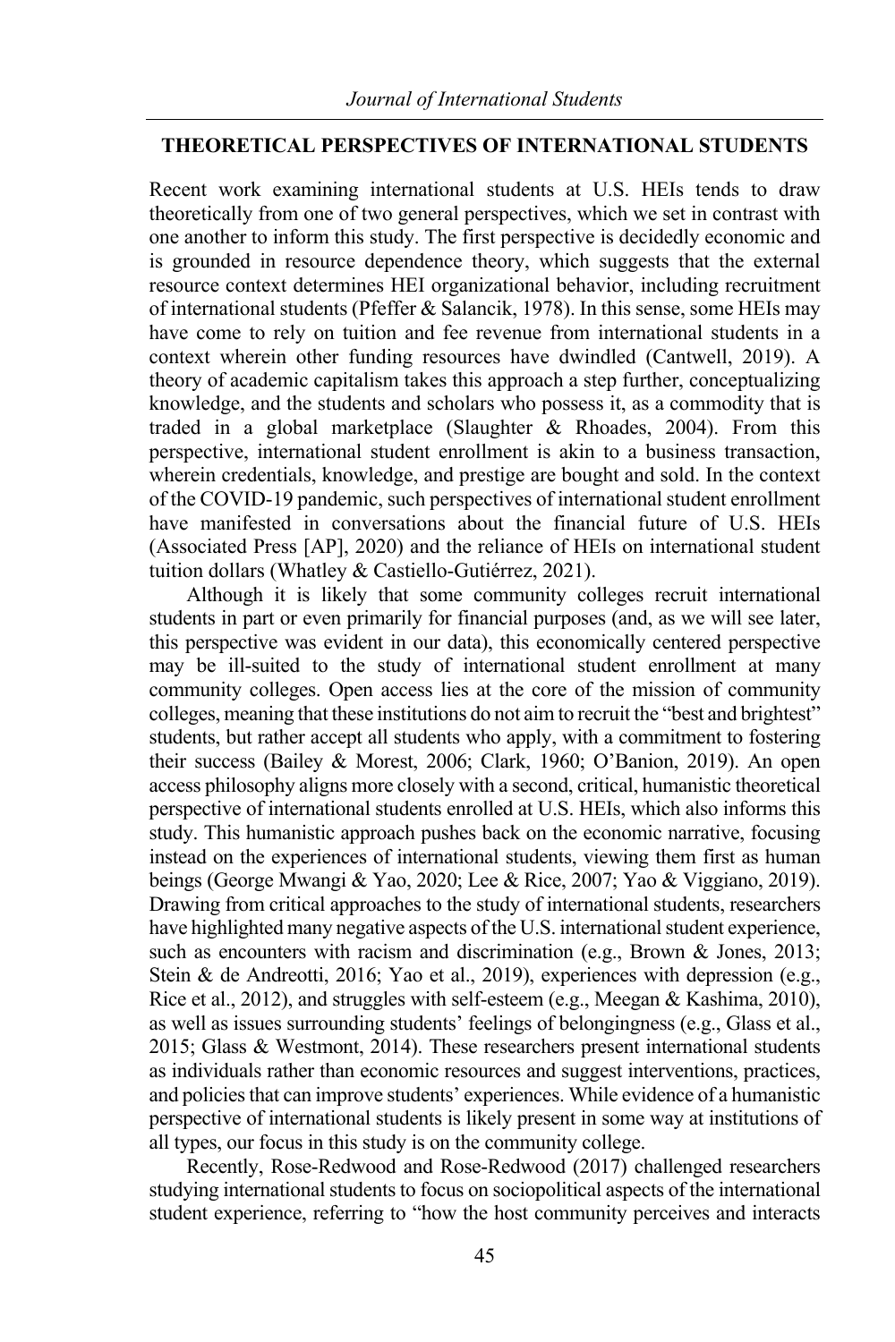## THEORETICAL PERSPECTIVES OF INTERNATIONAL STUDENTS

Recent work examining international students at U.S. HEIs tends to draw theoretically from one of two general perspectives, which we set in contrast with one another to inform this study. The first perspective is decidedly economic and is grounded in resource dependence theory, which suggests that the external resource context determines HEI organizational behavior, including recruitment of international students (Pfeffer & Salancik, 1978). In this sense, some HEIs may have come to rely on tuition and fee revenue from international students in a context wherein other funding resources have dwindled (Cantwell, 2019). A theory of academic capitalism takes this approach a step further, conceptualizing knowledge, and the students and scholars who possess it, as a commodity that is traded in a global marketplace (Slaughter & Rhoades, 2004). From this perspective, international student enrollment is akin to a business transaction, wherein credentials, knowledge, and prestige are bought and sold. In the context of the COVID-19 pandemic, such perspectives of international student enrollment have manifested in conversations about the financial future of U.S. HEIs (Associated Press [AP], 2020) and the reliance of HEIs on international student tuition dollars (Whatley & Castiello-Gutiérrez, 2021).

Although it is likely that some community colleges recruit international students in part or even primarily for financial purposes (and, as we will see later, this perspective was evident in our data), this economically centered perspective may be ill-suited to the study of international student enrollment at many community colleges. Open access lies at the core of the mission of community colleges, meaning that these institutions do not aim to recruit the "best and brightest" students, but rather accept all students who apply, with a commitment to fostering their success (Bailey & Morest, 2006; Clark, 1960; O'Banion, 2019). An open access philosophy aligns more closely with a second, critical, humanistic theoretical perspective of international students enrolled at U.S. HEIs, which also informs this study. This humanistic approach pushes back on the economic narrative, focusing instead on the experiences of international students, viewing them first as human beings (George Mwangi & Yao, 2020; Lee & Rice, 2007; Yao & Viggiano, 2019). Drawing from critical approaches to the study of international students, researchers have highlighted many negative aspects of the U.S. international student experience, such as encounters with racism and discrimination (e.g., Brown & Jones, 2013; Stein & de Andreotti, 2016; Yao et al., 2019), experiences with depression (e.g., Rice et al., 2012), and struggles with self-esteem (e.g., Meegan & Kashima, 2010), as well as issues surrounding students' feelings of belongingness (e.g., Glass et al., 2015; Glass & Westmont, 2014). These researchers present international students as individuals rather than economic resources and suggest interventions, practices, and policies that can improve students' experiences. While evidence of a humanistic perspective of international students is likely present in some way at institutions of all types, our focus in this study is on the community college.

Recently, Rose-Redwood and Rose-Redwood (2017) challenged researchers studying international students to focus on sociopolitical aspects of the international student experience, referring to "how the host community perceives and interacts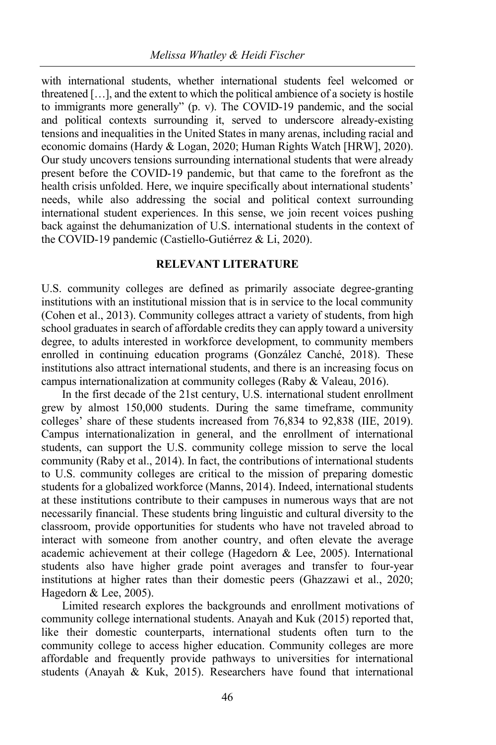with international students, whether international students feel welcomed or threatened […], and the extent to which the political ambience of a society is hostile to immigrants more generally" (p. v). The COVID-19 pandemic, and the social and political contexts surrounding it, served to underscore already-existing tensions and inequalities in the United States in many arenas, including racial and economic domains (Hardy & Logan, 2020; Human Rights Watch [HRW], 2020). Our study uncovers tensions surrounding international students that were already present before the COVID-19 pandemic, but that came to the forefront as the health crisis unfolded. Here, we inquire specifically about international students' needs, while also addressing the social and political context surrounding international student experiences. In this sense, we join recent voices pushing back against the dehumanization of U.S. international students in the context of the COVID-19 pandemic (Castiello-Gutiérrez & Li, 2020).

## RELEVANT LITERATURE

U.S. community colleges are defined as primarily associate degree-granting institutions with an institutional mission that is in service to the local community (Cohen et al., 2013). Community colleges attract a variety of students, from high school graduates in search of affordable credits they can apply toward a university degree, to adults interested in workforce development, to community members enrolled in continuing education programs (González Canché, 2018). These institutions also attract international students, and there is an increasing focus on campus internationalization at community colleges (Raby & Valeau, 2016).

In the first decade of the 21st century, U.S. international student enrollment grew by almost 150,000 students. During the same timeframe, community colleges' share of these students increased from 76,834 to 92,838 (IIE, 2019). Campus internationalization in general, and the enrollment of international students, can support the U.S. community college mission to serve the local community (Raby et al., 2014). In fact, the contributions of international students to U.S. community colleges are critical to the mission of preparing domestic students for a globalized workforce (Manns, 2014). Indeed, international students at these institutions contribute to their campuses in numerous ways that are not necessarily financial. These students bring linguistic and cultural diversity to the classroom, provide opportunities for students who have not traveled abroad to interact with someone from another country, and often elevate the average academic achievement at their college (Hagedorn & Lee, 2005). International students also have higher grade point averages and transfer to four-year institutions at higher rates than their domestic peers (Ghazzawi et al., 2020; Hagedorn & Lee, 2005).

Limited research explores the backgrounds and enrollment motivations of community college international students. Anayah and Kuk (2015) reported that, like their domestic counterparts, international students often turn to the community college to access higher education. Community colleges are more affordable and frequently provide pathways to universities for international students (Anayah & Kuk, 2015). Researchers have found that international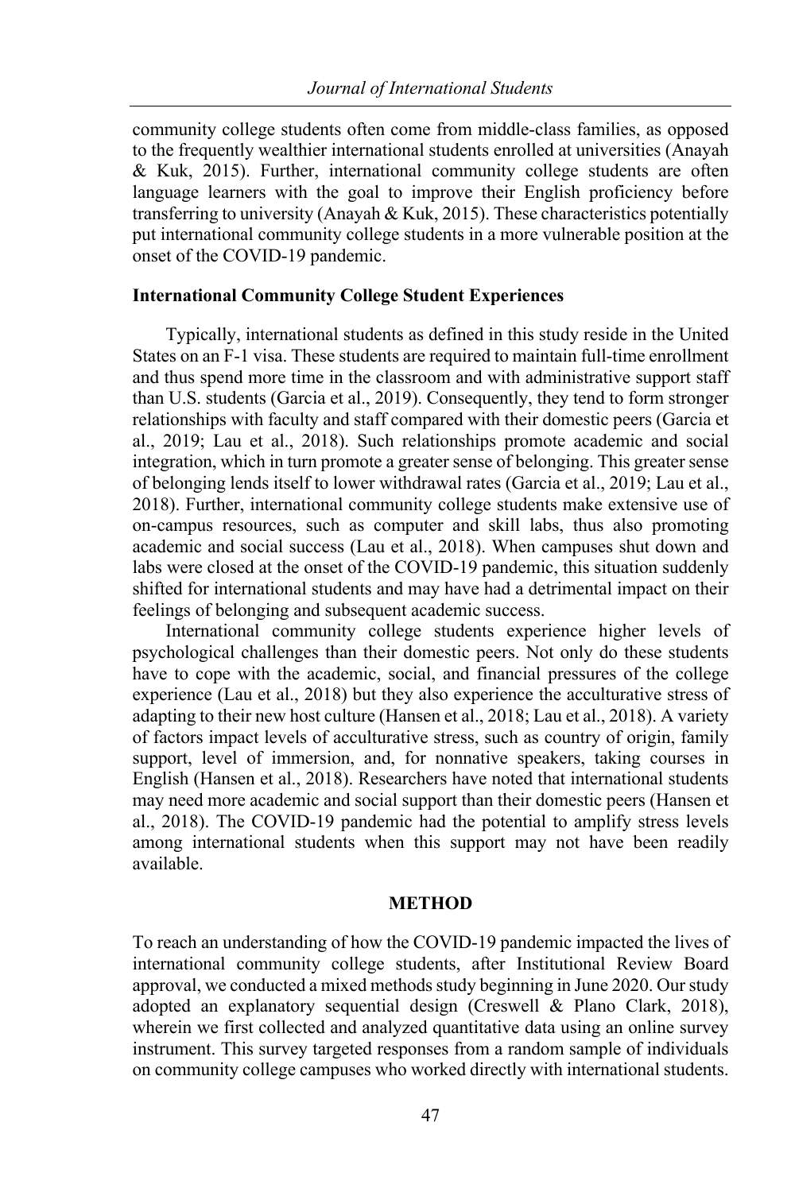community college students often come from middle-class families, as opposed to the frequently wealthier international students enrolled at universities (Anayah & Kuk, 2015). Further, international community college students are often language learners with the goal to improve their English proficiency before transferring to university (Anayah & Kuk, 2015). These characteristics potentially put international community college students in a more vulnerable position at the onset of the COVID-19 pandemic.

### International Community College Student Experiences

Typically, international students as defined in this study reside in the United States on an F-1 visa. These students are required to maintain full-time enrollment and thus spend more time in the classroom and with administrative support staff than U.S. students (Garcia et al., 2019). Consequently, they tend to form stronger relationships with faculty and staff compared with their domestic peers (Garcia et al., 2019; Lau et al., 2018). Such relationships promote academic and social integration, which in turn promote a greater sense of belonging. This greater sense of belonging lends itself to lower withdrawal rates (Garcia et al., 2019; Lau et al., 2018). Further, international community college students make extensive use of on-campus resources, such as computer and skill labs, thus also promoting academic and social success (Lau et al., 2018). When campuses shut down and labs were closed at the onset of the COVID-19 pandemic, this situation suddenly shifted for international students and may have had a detrimental impact on their feelings of belonging and subsequent academic success.

International community college students experience higher levels of psychological challenges than their domestic peers. Not only do these students have to cope with the academic, social, and financial pressures of the college experience (Lau et al., 2018) but they also experience the acculturative stress of adapting to their new host culture (Hansen et al., 2018; Lau et al., 2018). A variety of factors impact levels of acculturative stress, such as country of origin, family support, level of immersion, and, for nonnative speakers, taking courses in English (Hansen et al., 2018). Researchers have noted that international students may need more academic and social support than their domestic peers (Hansen et al., 2018). The COVID-19 pandemic had the potential to amplify stress levels among international students when this support may not have been readily available.

## METHOD

To reach an understanding of how the COVID-19 pandemic impacted the lives of international community college students, after Institutional Review Board approval, we conducted a mixed methods study beginning in June 2020. Our study adopted an explanatory sequential design (Creswell & Plano Clark, 2018), wherein we first collected and analyzed quantitative data using an online survey instrument. This survey targeted responses from a random sample of individuals on community college campuses who worked directly with international students.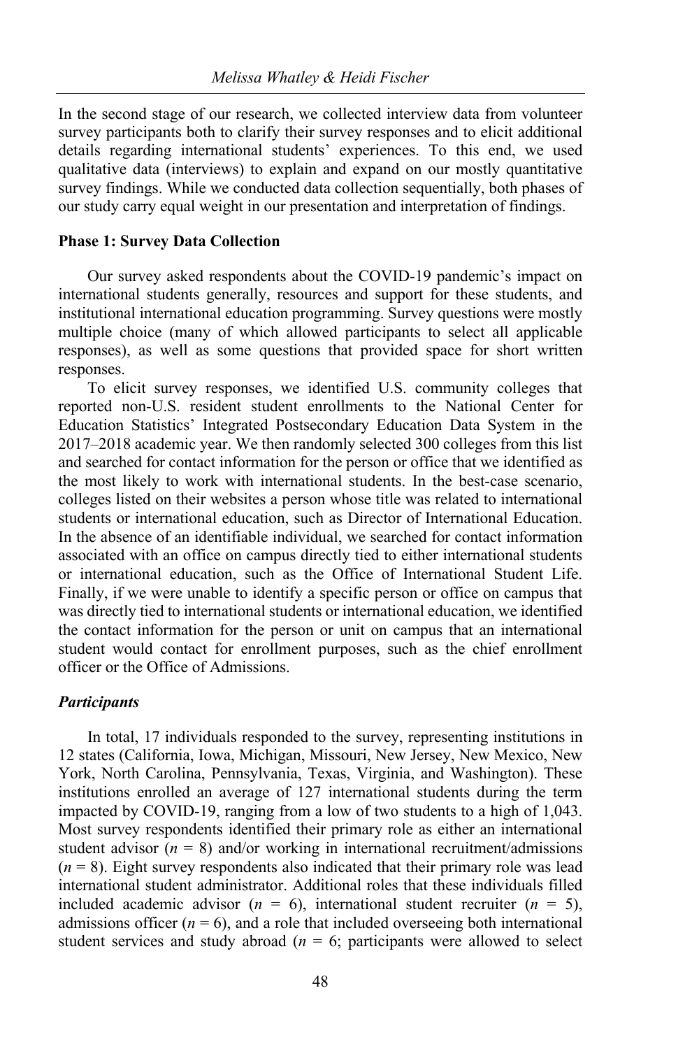In the second stage of our research, we collected interview data from volunteer survey participants both to clarify their survey responses and to elicit additional details regarding international students' experiences. To this end, we used qualitative data (interviews) to explain and expand on our mostly quantitative survey findings. While we conducted data collection sequentially, both phases of our study carry equal weight in our presentation and interpretation of findings.

### Phase 1: Survey Data Collection

Our survey asked respondents about the COVID-19 pandemic's impact on international students generally, resources and support for these students, and institutional international education programming. Survey questions were mostly multiple choice (many of which allowed participants to select all applicable responses), as well as some questions that provided space for short written responses.

To elicit survey responses, we identified U.S. community colleges that reported non-U.S. resident student enrollments to the National Center for Education Statistics' Integrated Postsecondary Education Data System in the 2017–2018 academic year. We then randomly selected 300 colleges from this list and searched for contact information for the person or office that we identified as the most likely to work with international students. In the best-case scenario, colleges listed on their websites a person whose title was related to international students or international education, such as Director of International Education. In the absence of an identifiable individual, we searched for contact information associated with an office on campus directly tied to either international students or international education, such as the Office of International Student Life. Finally, if we were unable to identify a specific person or office on campus that was directly tied to international students or international education, we identified the contact information for the person or unit on campus that an international student would contact for enrollment purposes, such as the chief enrollment officer or the Office of Admissions.

#### *Participants*

In total, 17 individuals responded to the survey, representing institutions in 12 states (California, Iowa, Michigan, Missouri, New Jersey, New Mexico, New York, North Carolina, Pennsylvania, Texas, Virginia, and Washington). These institutions enrolled an average of 127 international students during the term impacted by COVID-19, ranging from a low of two students to a high of 1,043. Most survey respondents identified their primary role as either an international student advisor ($n$ = 8) and/or working in international recruitment/admissions ($n$ = 8). Eight survey respondents also indicated that their primary role was lead international student administrator. Additional roles that these individuals filled included academic advisor ($n$ = 6), international student recruiter ($n$ = 5), admissions officer ($n$ = 6), and a role that included overseeing both international student services and study abroad ($n$ = 6; participants were allowed to select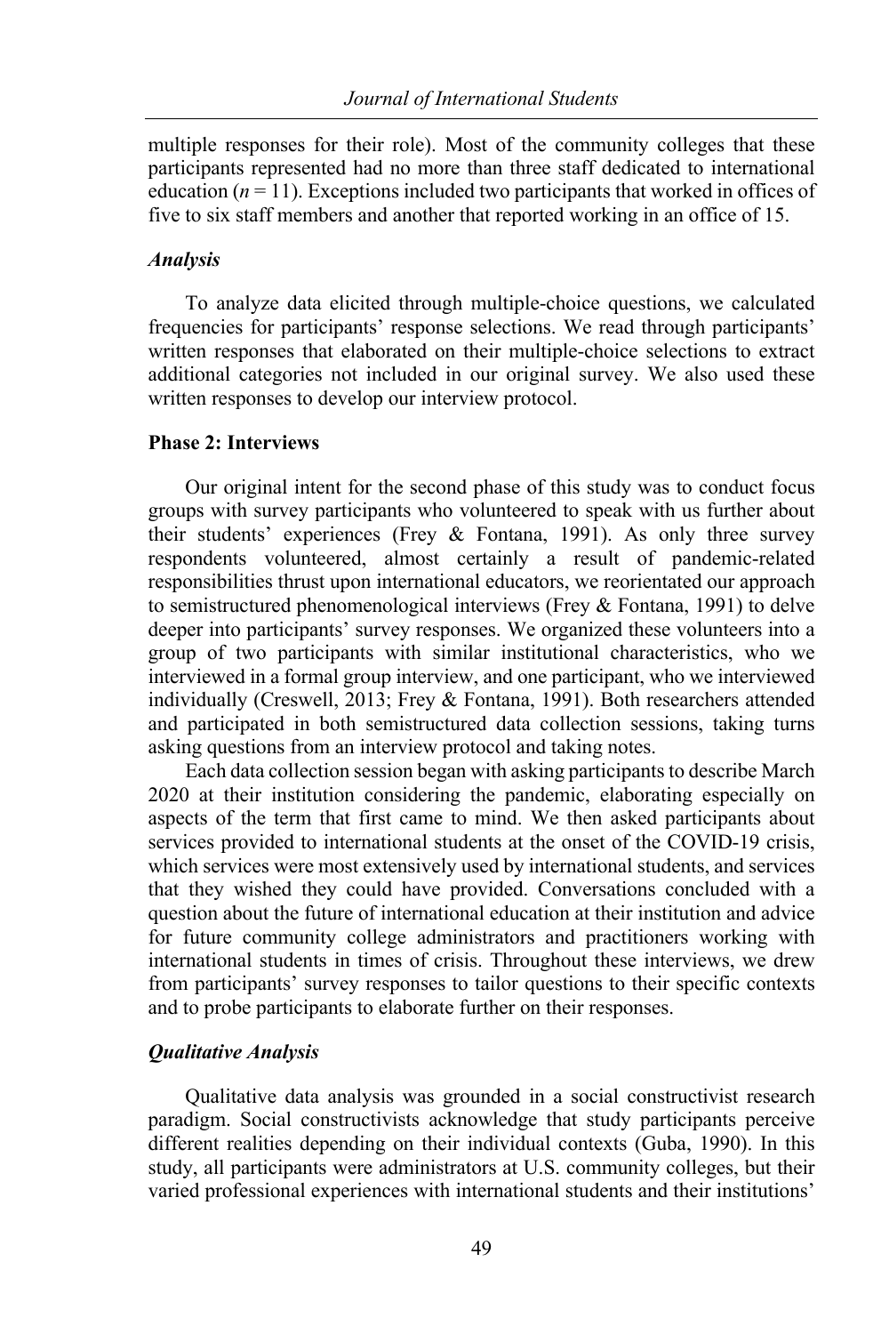multiple responses for their role). Most of the community colleges that these participants represented had no more than three staff dedicated to international education ($n = 11$). Exceptions included two participants that worked in offices of five to six staff members and another that reported working in an office of 15.

### *Analysis*

To analyze data elicited through multiple-choice questions, we calculated frequencies for participants' response selections. We read through participants' written responses that elaborated on their multiple-choice selections to extract additional categories not included in our original survey. We also used these written responses to develop our interview protocol.

## Phase 2: Interviews

Our original intent for the second phase of this study was to conduct focus groups with survey participants who volunteered to speak with us further about their students' experiences (Frey & Fontana, 1991). As only three survey respondents volunteered, almost certainly a result of pandemic-related responsibilities thrust upon international educators, we reorientated our approach to semistructured phenomenological interviews (Frey & Fontana, 1991) to delve deeper into participants' survey responses. We organized these volunteers into a group of two participants with similar institutional characteristics, who we interviewed in a formal group interview, and one participant, who we interviewed individually (Creswell, 2013; Frey & Fontana, 1991). Both researchers attended and participated in both semistructured data collection sessions, taking turns asking questions from an interview protocol and taking notes.

Each data collection session began with asking participants to describe March 2020 at their institution considering the pandemic, elaborating especially on aspects of the term that first came to mind. We then asked participants about services provided to international students at the onset of the COVID-19 crisis, which services were most extensively used by international students, and services that they wished they could have provided. Conversations concluded with a question about the future of international education at their institution and advice for future community college administrators and practitioners working with international students in times of crisis. Throughout these interviews, we drew from participants' survey responses to tailor questions to their specific contexts and to probe participants to elaborate further on their responses.

### *Qualitative Analysis*

Qualitative data analysis was grounded in a social constructivist research paradigm. Social constructivists acknowledge that study participants perceive different realities depending on their individual contexts (Guba, 1990). In this study, all participants were administrators at U.S. community colleges, but their varied professional experiences with international students and their institutions'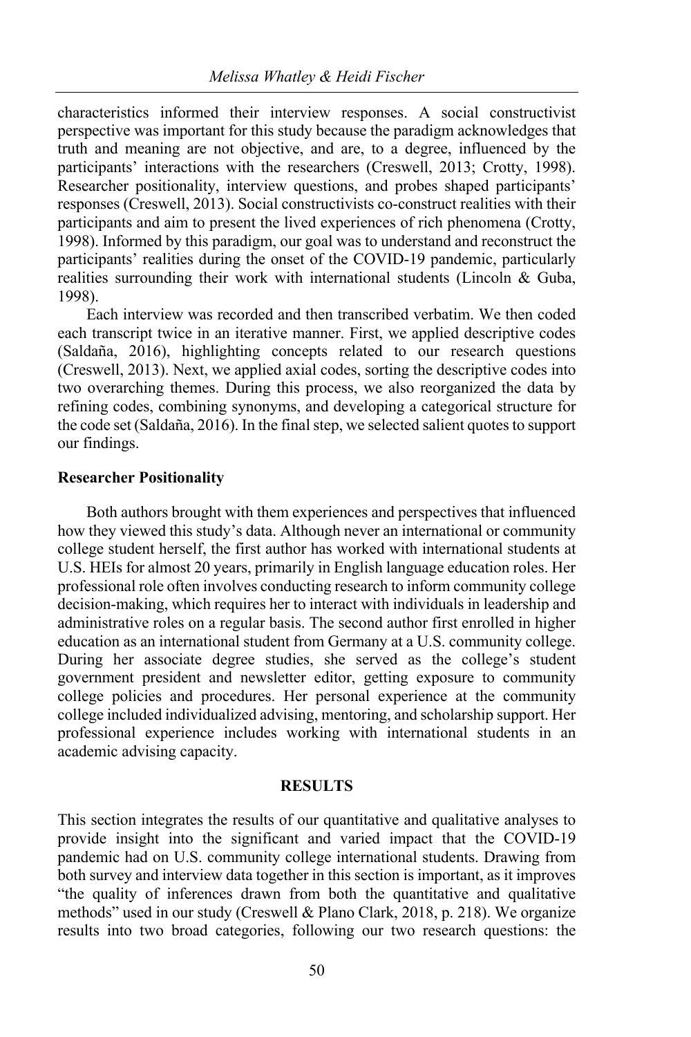characteristics informed their interview responses. A social constructivist perspective was important for this study because the paradigm acknowledges that truth and meaning are not objective, and are, to a degree, influenced by the participants' interactions with the researchers (Creswell, 2013; Crotty, 1998). Researcher positionality, interview questions, and probes shaped participants' responses (Creswell, 2013). Social constructivists co-construct realities with their participants and aim to present the lived experiences of rich phenomena (Crotty, 1998). Informed by this paradigm, our goal was to understand and reconstruct the participants' realities during the onset of the COVID-19 pandemic, particularly realities surrounding their work with international students (Lincoln & Guba, 1998).

Each interview was recorded and then transcribed verbatim. We then coded each transcript twice in an iterative manner. First, we applied descriptive codes (Saldaña, 2016), highlighting concepts related to our research questions (Creswell, 2013). Next, we applied axial codes, sorting the descriptive codes into two overarching themes. During this process, we also reorganized the data by refining codes, combining synonyms, and developing a categorical structure for the code set (Saldaña, 2016). In the final step, we selected salient quotes to support our findings.

### Researcher Positionality

Both authors brought with them experiences and perspectives that influenced how they viewed this study's data. Although never an international or community college student herself, the first author has worked with international students at U.S. HEIs for almost 20 years, primarily in English language education roles. Her professional role often involves conducting research to inform community college decision-making, which requires her to interact with individuals in leadership and administrative roles on a regular basis. The second author first enrolled in higher education as an international student from Germany at a U.S. community college. During her associate degree studies, she served as the college's student government president and newsletter editor, getting exposure to community college policies and procedures. Her personal experience at the community college included individualized advising, mentoring, and scholarship support. Her professional experience includes working with international students in an academic advising capacity.

## RESULTS

This section integrates the results of our quantitative and qualitative analyses to provide insight into the significant and varied impact that the COVID-19 pandemic had on U.S. community college international students. Drawing from both survey and interview data together in this section is important, as it improves "the quality of inferences drawn from both the quantitative and qualitative methods" used in our study (Creswell & Plano Clark, 2018, p. 218). We organize results into two broad categories, following our two research questions: the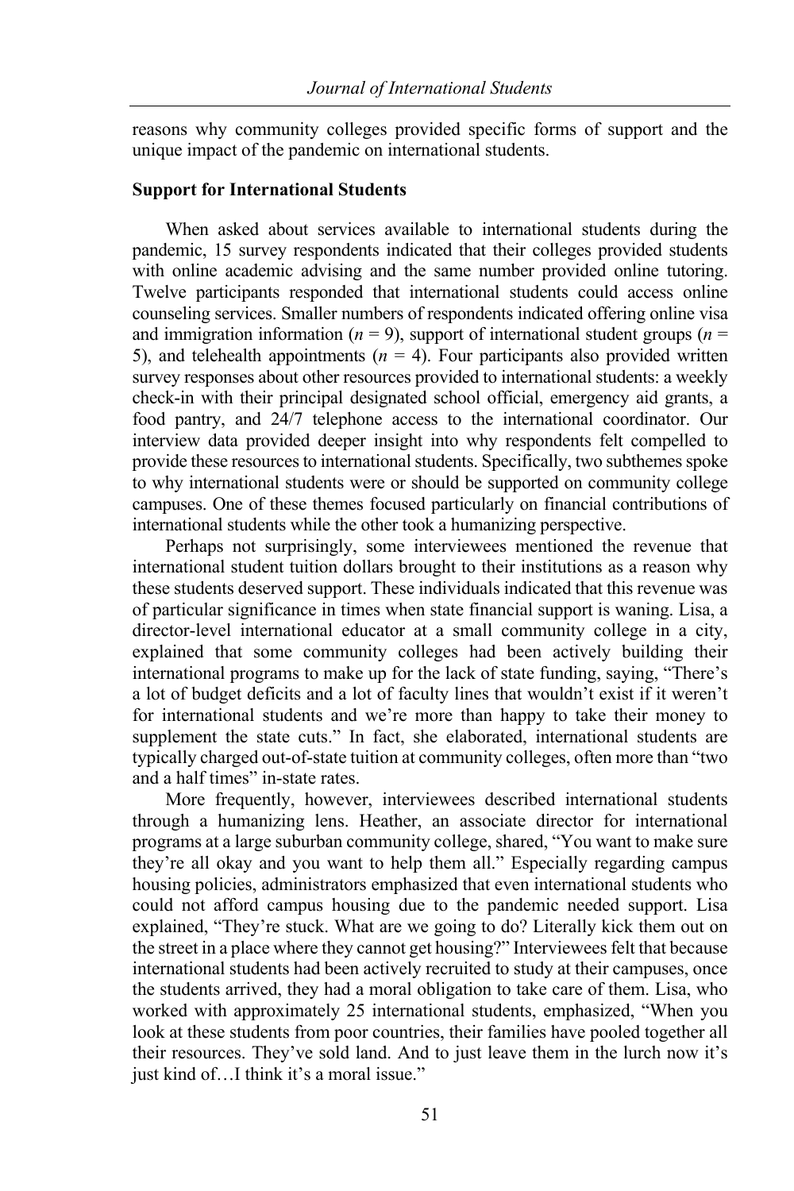reasons why community colleges provided specific forms of support and the unique impact of the pandemic on international students.

### Support for International Students

When asked about services available to international students during the pandemic, 15 survey respondents indicated that their colleges provided students with online academic advising and the same number provided online tutoring. Twelve participants responded that international students could access online counseling services. Smaller numbers of respondents indicated offering online visa and immigration information ($n = 9$), support of international student groups ($n = 5$), and telehealth appointments ($n = 4$). Four participants also provided written survey responses about other resources provided to international students: a weekly check-in with their principal designated school official, emergency aid grants, a food pantry, and 24/7 telephone access to the international coordinator. Our interview data provided deeper insight into why respondents felt compelled to provide these resources to international students. Specifically, two subthemes spoke to why international students were or should be supported on community college campuses. One of these themes focused particularly on financial contributions of international students while the other took a humanizing perspective.

Perhaps not surprisingly, some interviewees mentioned the revenue that international student tuition dollars brought to their institutions as a reason why these students deserved support. These individuals indicated that this revenue was of particular significance in times when state financial support is waning. Lisa, a director-level international educator at a small community college in a city, explained that some community colleges had been actively building their international programs to make up for the lack of state funding, saying, "There's a lot of budget deficits and a lot of faculty lines that wouldn't exist if it weren't for international students and we're more than happy to take their money to supplement the state cuts." In fact, she elaborated, international students are typically charged out-of-state tuition at community colleges, often more than "two and a half times" in-state rates.

More frequently, however, interviewees described international students through a humanizing lens. Heather, an associate director for international programs at a large suburban community college, shared, "You want to make sure they're all okay and you want to help them all." Especially regarding campus housing policies, administrators emphasized that even international students who could not afford campus housing due to the pandemic needed support. Lisa explained, "They're stuck. What are we going to do? Literally kick them out on the street in a place where they cannot get housing?" Interviewees felt that because international students had been actively recruited to study at their campuses, once the students arrived, they had a moral obligation to take care of them. Lisa, who worked with approximately 25 international students, emphasized, "When you look at these students from poor countries, their families have pooled together all their resources. They've sold land. And to just leave them in the lurch now it's just kind of…I think it's a moral issue."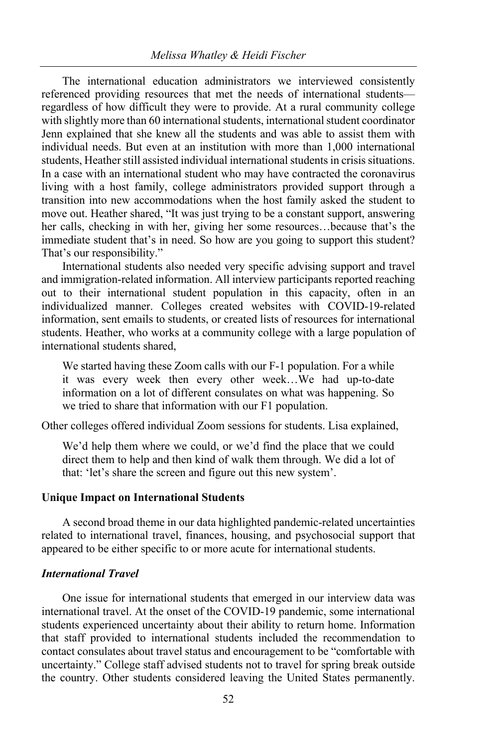The international education administrators we interviewed consistently referenced providing resources that met the needs of international students—regardless of how difficult they were to provide. At a rural community college with slightly more than 60 international students, international student coordinator Jenn explained that she knew all the students and was able to assist them with individual needs. But even at an institution with more than 1,000 international students, Heather still assisted individual international students in crisis situations. In a case with an international student who may have contracted the coronavirus living with a host family, college administrators provided support through a transition into new accommodations when the host family asked the student to move out. Heather shared, "It was just trying to be a constant support, answering her calls, checking in with her, giving her some resources…because that's the immediate student that's in need. So how are you going to support this student? That's our responsibility."

International students also needed very specific advising support and travel and immigration-related information. All interview participants reported reaching out to their international student population in this capacity, often in an individualized manner. Colleges created websites with COVID-19-related information, sent emails to students, or created lists of resources for international students. Heather, who works at a community college with a large population of international students shared,

> We started having these Zoom calls with our F-1 population. For a while it was every week then every other week…We had up-to-date information on a lot of different consulates on what was happening. So we tried to share that information with our F1 population.

Other colleges offered individual Zoom sessions for students. Lisa explained,

> We'd help them where we could, or we'd find the place that we could direct them to help and then kind of walk them through. We did a lot of that: 'let's share the screen and figure out this new system'.

### Unique Impact on International Students

A second broad theme in our data highlighted pandemic-related uncertainties related to international travel, finances, housing, and psychosocial support that appeared to be either specific to or more acute for international students.

#### *International Travel*

One issue for international students that emerged in our interview data was international travel. At the onset of the COVID-19 pandemic, some international students experienced uncertainty about their ability to return home. Information that staff provided to international students included the recommendation to contact consulates about travel status and encouragement to be "comfortable with uncertainty." College staff advised students not to travel for spring break outside the country. Other students considered leaving the United States permanently.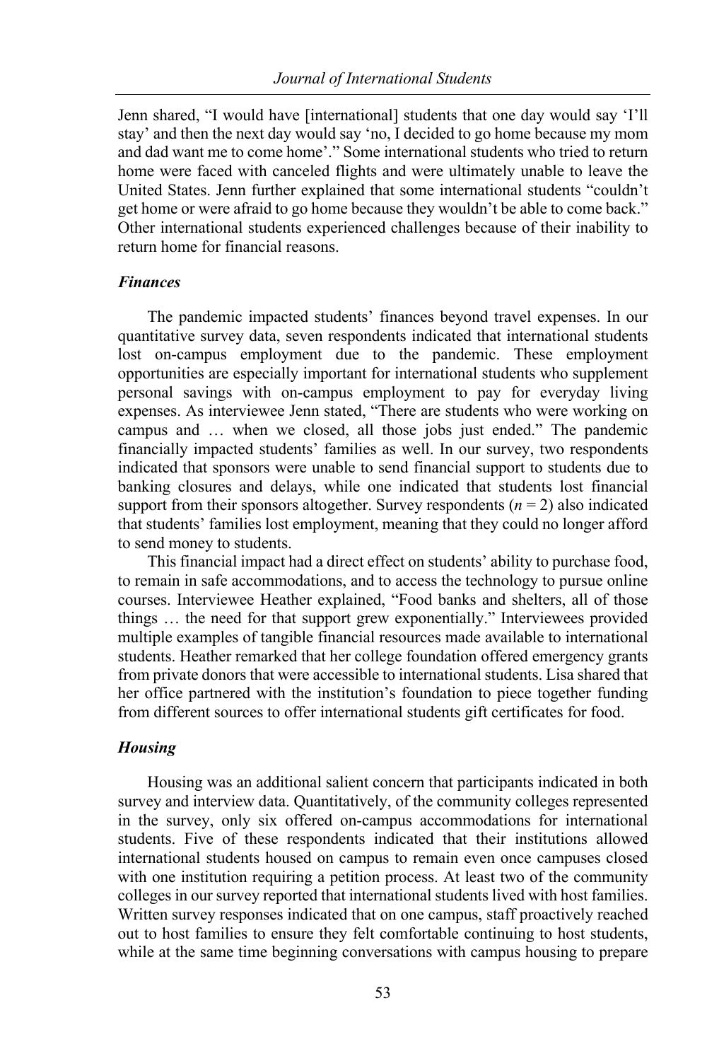Jenn shared, "I would have [international] students that one day would say 'I'll stay' and then the next day would say 'no, I decided to go home because my mom and dad want me to come home'." Some international students who tried to return home were faced with canceled flights and were ultimately unable to leave the United States. Jenn further explained that some international students "couldn't get home or were afraid to go home because they wouldn't be able to come back." Other international students experienced challenges because of their inability to return home for financial reasons.

### *Finances*

The pandemic impacted students' finances beyond travel expenses. In our quantitative survey data, seven respondents indicated that international students lost on-campus employment due to the pandemic. These employment opportunities are especially important for international students who supplement personal savings with on-campus employment to pay for everyday living expenses. As interviewee Jenn stated, "There are students who were working on campus and … when we closed, all those jobs just ended." The pandemic financially impacted students' families as well. In our survey, two respondents indicated that sponsors were unable to send financial support to students due to banking closures and delays, while one indicated that students lost financial support from their sponsors altogether. Survey respondents ($n = 2$) also indicated that students' families lost employment, meaning that they could no longer afford to send money to students.

This financial impact had a direct effect on students' ability to purchase food, to remain in safe accommodations, and to access the technology to pursue online courses. Interviewee Heather explained, "Food banks and shelters, all of those things … the need for that support grew exponentially." Interviewees provided multiple examples of tangible financial resources made available to international students. Heather remarked that her college foundation offered emergency grants from private donors that were accessible to international students. Lisa shared that her office partnered with the institution's foundation to piece together funding from different sources to offer international students gift certificates for food.

### *Housing*

Housing was an additional salient concern that participants indicated in both survey and interview data. Quantitatively, of the community colleges represented in the survey, only six offered on-campus accommodations for international students. Five of these respondents indicated that their institutions allowed international students housed on campus to remain even once campuses closed with one institution requiring a petition process. At least two of the community colleges in our survey reported that international students lived with host families. Written survey responses indicated that on one campus, staff proactively reached out to host families to ensure they felt comfortable continuing to host students, while at the same time beginning conversations with campus housing to prepare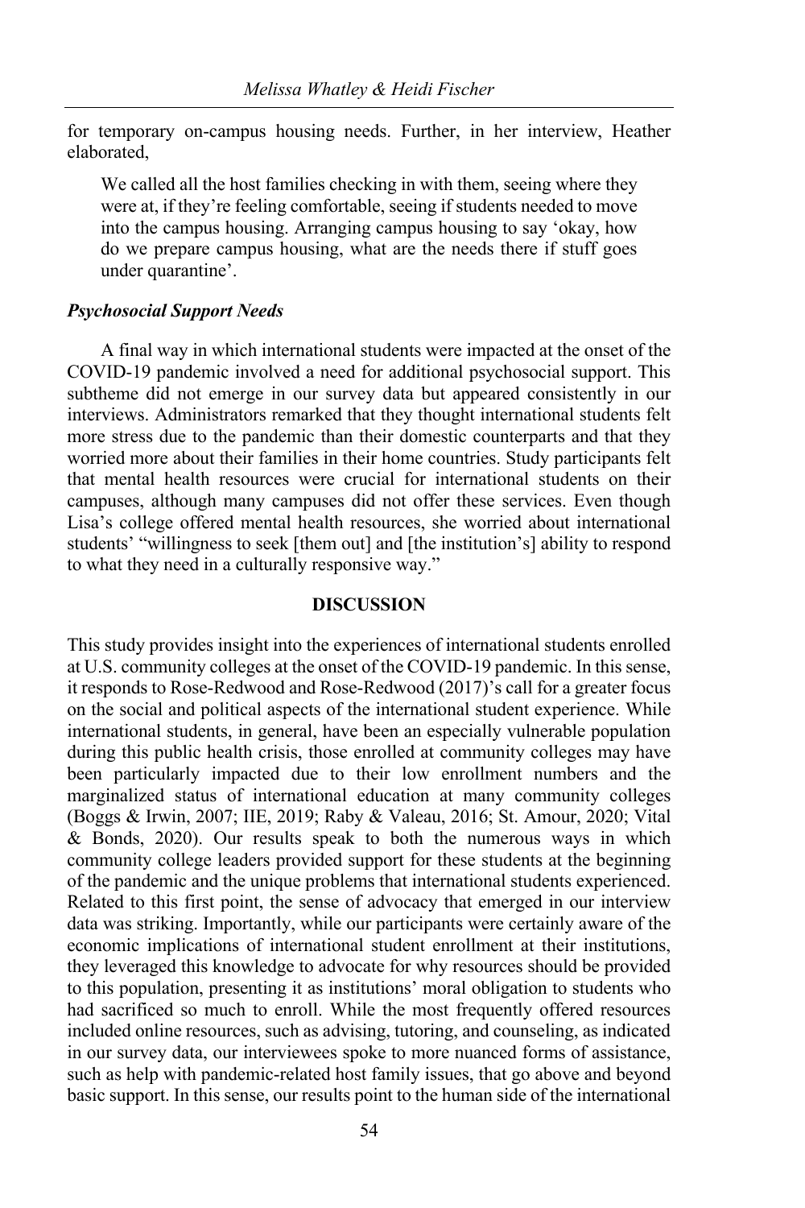for temporary on-campus housing needs. Further, in her interview, Heather elaborated,

> We called all the host families checking in with them, seeing where they were at, if they're feeling comfortable, seeing if students needed to move into the campus housing. Arranging campus housing to say 'okay, how do we prepare campus housing, what are the needs there if stuff goes under quarantine'.

### *Psychosocial Support Needs*

A final way in which international students were impacted at the onset of the COVID-19 pandemic involved a need for additional psychosocial support. This subtheme did not emerge in our survey data but appeared consistently in our interviews. Administrators remarked that they thought international students felt more stress due to the pandemic than their domestic counterparts and that they worried more about their families in their home countries. Study participants felt that mental health resources were crucial for international students on their campuses, although many campuses did not offer these services. Even though Lisa's college offered mental health resources, she worried about international students' "willingness to seek [them out] and [the institution's] ability to respond to what they need in a culturally responsive way."

## DISCUSSION

This study provides insight into the experiences of international students enrolled at U.S. community colleges at the onset of the COVID-19 pandemic. In this sense, it responds to Rose-Redwood and Rose-Redwood (2017)'s call for a greater focus on the social and political aspects of the international student experience. While international students, in general, have been an especially vulnerable population during this public health crisis, those enrolled at community colleges may have been particularly impacted due to their low enrollment numbers and the marginalized status of international education at many community colleges (Boggs & Irwin, 2007; IIE, 2019; Raby & Valeau, 2016; St. Amour, 2020; Vital & Bonds, 2020). Our results speak to both the numerous ways in which community college leaders provided support for these students at the beginning of the pandemic and the unique problems that international students experienced. Related to this first point, the sense of advocacy that emerged in our interview data was striking. Importantly, while our participants were certainly aware of the economic implications of international student enrollment at their institutions, they leveraged this knowledge to advocate for why resources should be provided to this population, presenting it as institutions' moral obligation to students who had sacrificed so much to enroll. While the most frequently offered resources included online resources, such as advising, tutoring, and counseling, as indicated in our survey data, our interviewees spoke to more nuanced forms of assistance, such as help with pandemic-related host family issues, that go above and beyond basic support. In this sense, our results point to the human side of the international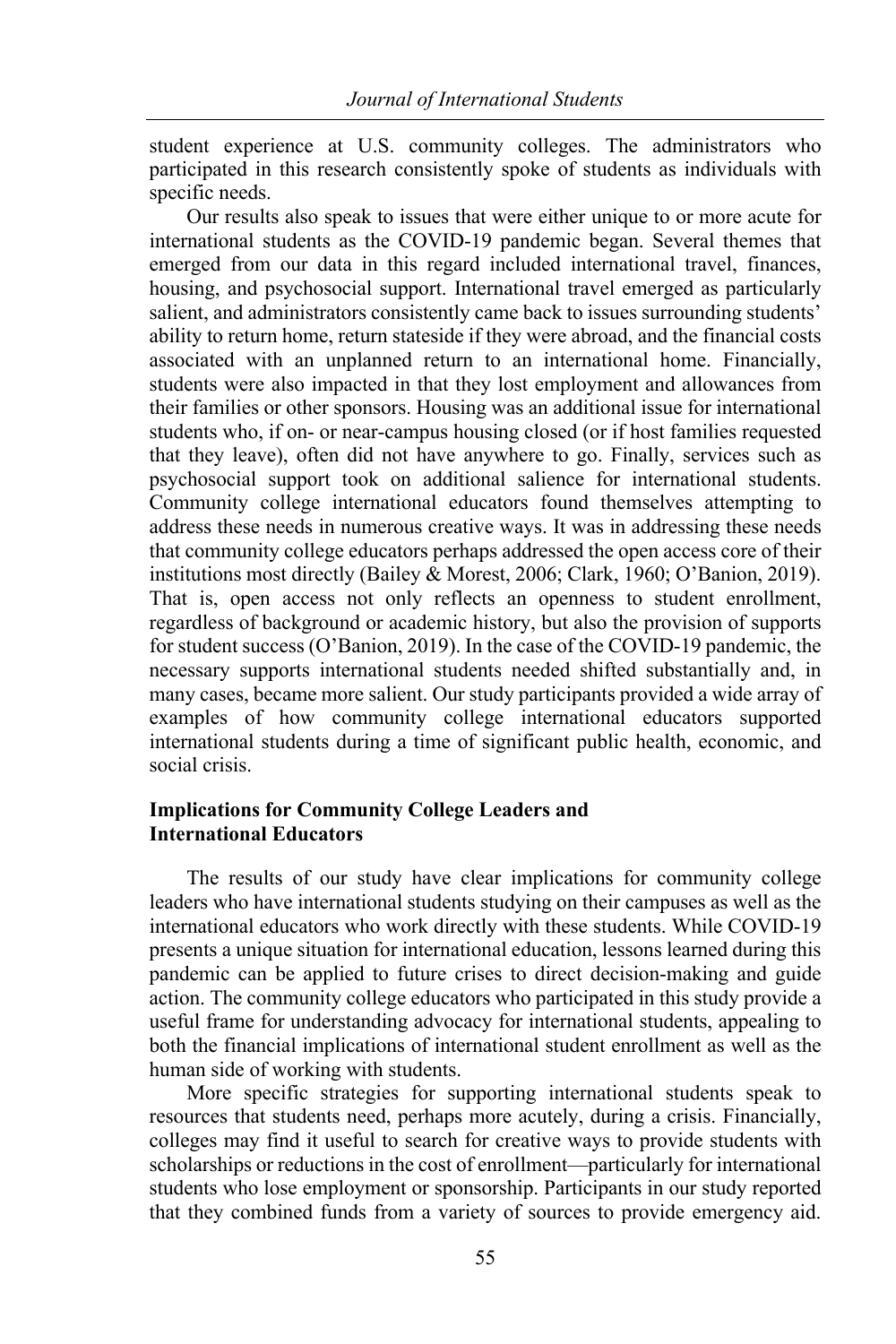student experience at U.S. community colleges. The administrators who participated in this research consistently spoke of students as individuals with specific needs.

Our results also speak to issues that were either unique to or more acute for international students as the COVID-19 pandemic began. Several themes that emerged from our data in this regard included international travel, finances, housing, and psychosocial support. International travel emerged as particularly salient, and administrators consistently came back to issues surrounding students' ability to return home, return stateside if they were abroad, and the financial costs associated with an unplanned return to an international home. Financially, students were also impacted in that they lost employment and allowances from their families or other sponsors. Housing was an additional issue for international students who, if on- or near-campus housing closed (or if host families requested that they leave), often did not have anywhere to go. Finally, services such as psychosocial support took on additional salience for international students. Community college international educators found themselves attempting to address these needs in numerous creative ways. It was in addressing these needs that community college educators perhaps addressed the open access core of their institutions most directly (Bailey & Morest, 2006; Clark, 1960; O'Banion, 2019). That is, open access not only reflects an openness to student enrollment, regardless of background or academic history, but also the provision of supports for student success (O'Banion, 2019). In the case of the COVID-19 pandemic, the necessary supports international students needed shifted substantially and, in many cases, became more salient. Our study participants provided a wide array of examples of how community college international educators supported international students during a time of significant public health, economic, and social crisis.

### Implications for Community College Leaders and International Educators

The results of our study have clear implications for community college leaders who have international students studying on their campuses as well as the international educators who work directly with these students. While COVID-19 presents a unique situation for international education, lessons learned during this pandemic can be applied to future crises to direct decision-making and guide action. The community college educators who participated in this study provide a useful frame for understanding advocacy for international students, appealing to both the financial implications of international student enrollment as well as the human side of working with students.

More specific strategies for supporting international students speak to resources that students need, perhaps more acutely, during a crisis. Financially, colleges may find it useful to search for creative ways to provide students with scholarships or reductions in the cost of enrollment—particularly for international students who lose employment or sponsorship. Participants in our study reported that they combined funds from a variety of sources to provide emergency aid.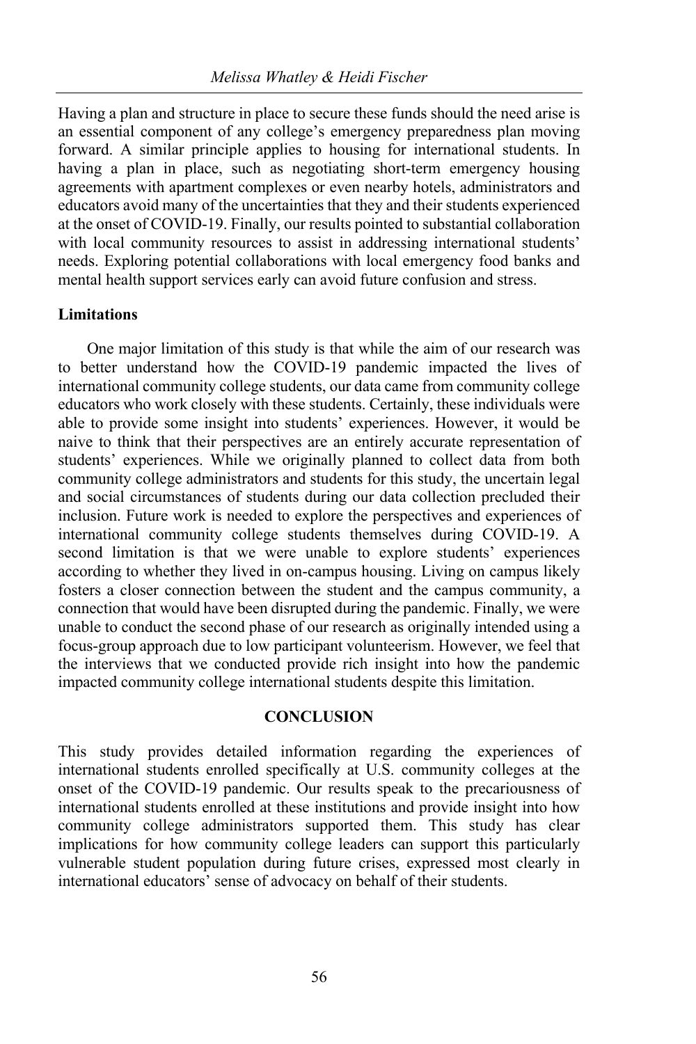Having a plan and structure in place to secure these funds should the need arise is an essential component of any college's emergency preparedness plan moving forward. A similar principle applies to housing for international students. In having a plan in place, such as negotiating short-term emergency housing agreements with apartment complexes or even nearby hotels, administrators and educators avoid many of the uncertainties that they and their students experienced at the onset of COVID-19. Finally, our results pointed to substantial collaboration with local community resources to assist in addressing international students' needs. Exploring potential collaborations with local emergency food banks and mental health support services early can avoid future confusion and stress.

**Limitations**

One major limitation of this study is that while the aim of our research was to better understand how the COVID-19 pandemic impacted the lives of international community college students, our data came from community college educators who work closely with these students. Certainly, these individuals were able to provide some insight into students' experiences. However, it would be naive to think that their perspectives are an entirely accurate representation of students' experiences. While we originally planned to collect data from both community college administrators and students for this study, the uncertain legal and social circumstances of students during our data collection precluded their inclusion. Future work is needed to explore the perspectives and experiences of international community college students themselves during COVID-19. A second limitation is that we were unable to explore students' experiences according to whether they lived in on-campus housing. Living on campus likely fosters a closer connection between the student and the campus community, a connection that would have been disrupted during the pandemic. Finally, we were unable to conduct the second phase of our research as originally intended using a focus-group approach due to low participant volunteerism. However, we feel that the interviews that we conducted provide rich insight into how the pandemic impacted community college international students despite this limitation.

## CONCLUSION

This study provides detailed information regarding the experiences of international students enrolled specifically at U.S. community colleges at the onset of the COVID-19 pandemic. Our results speak to the precariousness of international students enrolled at these institutions and provide insight into how community college administrators supported them. This study has clear implications for how community college leaders can support this particularly vulnerable student population during future crises, expressed most clearly in international educators' sense of advocacy on behalf of their students.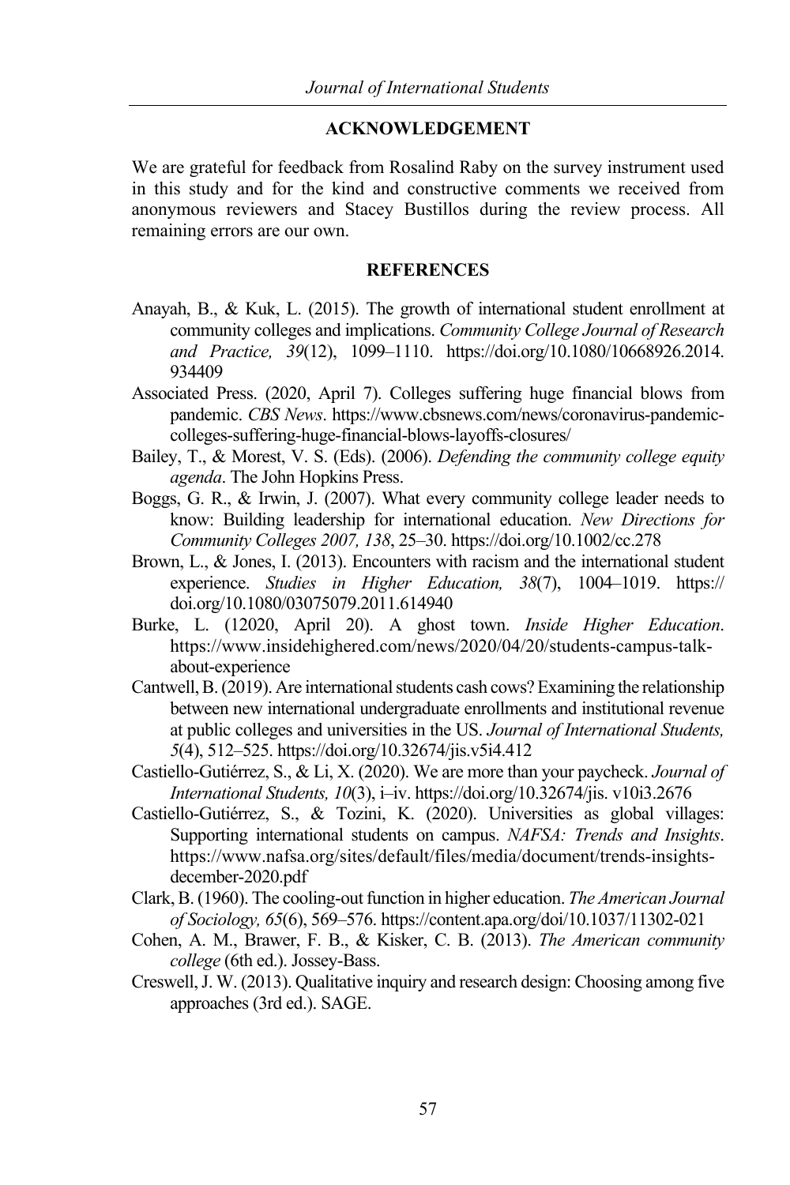## ACKNOWLEDGEMENT

We are grateful for feedback from Rosalind Raby on the survey instrument used in this study and for the kind and constructive comments we received from anonymous reviewers and Stacey Bustillos during the review process. All remaining errors are our own.

## REFERENCES

Anayah, B., & Kuk, L. (2015). The growth of international student enrollment at community colleges and implications. *Community College Journal of Research and Practice, 39*(12), 1099–1110. https://doi.org/10.1080/10668926.2014.934409

Associated Press. (2020, April 7). Colleges suffering huge financial blows from pandemic. *CBS News*. https://www.cbsnews.com/news/coronavirus-pandemic-colleges-suffering-huge-financial-blows-layoffs-closures/

Bailey, T., & Morest, V. S. (Eds). (2006). *Defending the community college equity agenda*. The John Hopkins Press.

Boggs, G. R., & Irwin, J. (2007). What every community college leader needs to know: Building leadership for international education. *New Directions for Community Colleges 2007, 138*, 25–30. https://doi.org/10.1002/cc.278

Brown, L., & Jones, I. (2013). Encounters with racism and the international student experience. *Studies in Higher Education, 38*(7), 1004–1019. https://doi.org/10.1080/03075079.2011.614940

Burke, L. (12020, April 20). A ghost town. *Inside Higher Education*. https://www.insidehighered.com/news/2020/04/20/students-campus-talk-about-experience

Cantwell, B. (2019). Are international students cash cows? Examining the relationship between new international undergraduate enrollments and institutional revenue at public colleges and universities in the US. *Journal of International Students, 5*(4), 512–525. https://doi.org/10.32674/jis.v5i4.412

Castiello-Gutiérrez, S., & Li, X. (2020). We are more than your paycheck. *Journal of International Students, 10*(3), i–iv. https://doi.org/10.32674/jis. v10i3.2676

Castiello-Gutiérrez, S., & Tozini, K. (2020). Universities as global villages: Supporting international students on campus. *NAFSA: Trends and Insights*. https://www.nafsa.org/sites/default/files/media/document/trends-insights-december-2020.pdf

Clark, B. (1960). The cooling-out function in higher education. *The American Journal of Sociology, 65*(6), 569–576. https://content.apa.org/doi/10.1037/11302-021

Cohen, A. M., Brawer, F. B., & Kisker, C. B. (2013). *The American community college* (6th ed.). Jossey-Bass.

Creswell, J. W. (2013). Qualitative inquiry and research design: Choosing among five approaches (3rd ed.). SAGE.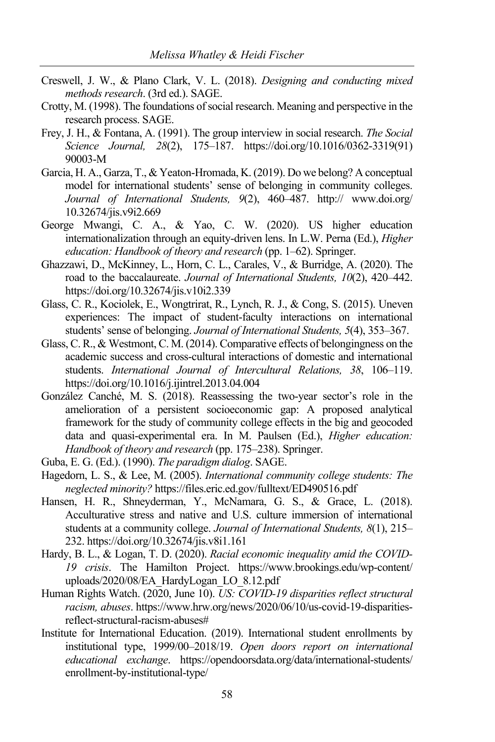Creswell, J. W., & Plano Clark, V. L. (2018). *Designing and conducting mixed methods research*. (3rd ed.). SAGE.

Crotty, M. (1998). The foundations of social research. Meaning and perspective in the research process. SAGE.

Frey, J. H., & Fontana, A. (1991). The group interview in social research. *The Social Science Journal, 28*(2), 175–187. https://doi.org/10.1016/0362-3319(91)90003-M

Garcia, H. A., Garza, T., & Yeaton-Hromada, K. (2019). Do we belong? A conceptual model for international students' sense of belonging in community colleges. *Journal of International Students, 9*(2), 460–487. http:// www.doi.org/10.32674/jis.v9i2.669

George Mwangi, C. A., & Yao, C. W. (2020). US higher education internationalization through an equity-driven lens. In L.W. Perna (Ed.), *Higher education: Handbook of theory and research* (pp. 1–62). Springer.

Ghazzawi, D., McKinney, L., Horn, C. L., Carales, V., & Burridge, A. (2020). The road to the baccalaureate. *Journal of International Students, 10*(2), 420–442. https://doi.org/10.32674/jis.v10i2.339

Glass, C. R., Kociolek, E., Wongtrirat, R., Lynch, R. J., & Cong, S. (2015). Uneven experiences: The impact of student-faculty interactions on international students' sense of belonging. *Journal of International Students, 5*(4), 353–367.

Glass, C. R., & Westmont, C. M. (2014). Comparative effects of belongingness on the academic success and cross-cultural interactions of domestic and international students. *International Journal of Intercultural Relations, 38*, 106–119. https://doi.org/10.1016/j.ijintrel.2013.04.004

González Canché, M. S. (2018). Reassessing the two-year sector's role in the amelioration of a persistent socioeconomic gap: A proposed analytical framework for the study of community college effects in the big and geocoded data and quasi-experimental era. In M. Paulsen (Ed.), *Higher education: Handbook of theory and research* (pp. 175–238). Springer.

Guba, E. G. (Ed.). (1990). *The paradigm dialog*. SAGE.

Hagedorn, L. S., & Lee, M. (2005). *International community college students: The neglected minority?* https://files.eric.ed.gov/fulltext/ED490516.pdf

Hansen, H. R., Shneyderman, Y., McNamara, G. S., & Grace, L. (2018). Acculturative stress and native and U.S. culture immersion of international students at a community college. *Journal of International Students, 8*(1), 215–232. https://doi.org/10.32674/jis.v8i1.161

Hardy, B. L., & Logan, T. D. (2020). *Racial economic inequality amid the COVID-19 crisis*. The Hamilton Project. https://www.brookings.edu/wp-content/uploads/2020/08/EA_HardyLogan_LO_8.12.pdf

Human Rights Watch. (2020, June 10). *US: COVID-19 disparities reflect structural racism, abuses*. https://www.hrw.org/news/2020/06/10/us-covid-19-disparities-reflect-structural-racism-abuses#

Institute for International Education. (2019). International student enrollments by institutional type, 1999/00–2018/19. *Open doors report on international educational exchange*. https://opendoorsdata.org/data/international-students/enrollment-by-institutional-type/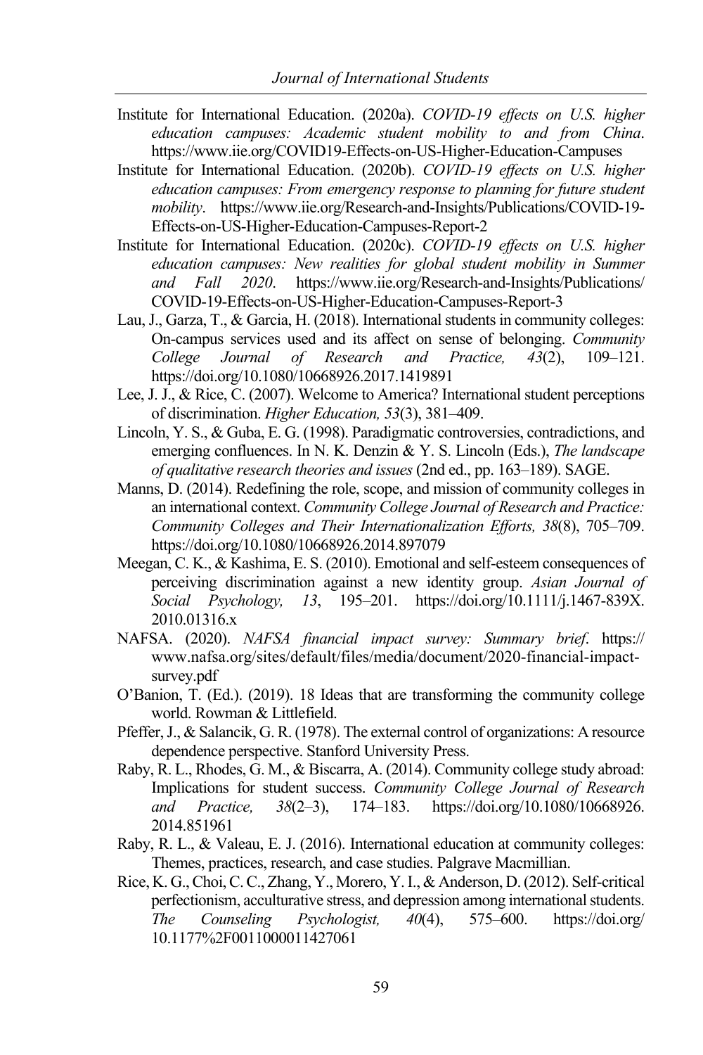Institute for International Education. (2020a). *COVID-19 effects on U.S. higher education campuses: Academic student mobility to and from China*. https://www.iie.org/COVID19-Effects-on-US-Higher-Education-Campuses

Institute for International Education. (2020b). *COVID-19 effects on U.S. higher education campuses: From emergency response to planning for future student mobility*. https://www.iie.org/Research-and-Insights/Publications/COVID-19-Effects-on-US-Higher-Education-Campuses-Report-2

Institute for International Education. (2020c). *COVID-19 effects on U.S. higher education campuses: New realities for global student mobility in Summer and Fall 2020*. https://www.iie.org/Research-and-Insights/Publications/COVID-19-Effects-on-US-Higher-Education-Campuses-Report-3

Lau, J., Garza, T., & Garcia, H. (2018). International students in community colleges: On-campus services used and its affect on sense of belonging. *Community College Journal of Research and Practice, 43*(2), 109–121. https://doi.org/10.1080/10668926.2017.1419891

Lee, J. J., & Rice, C. (2007). Welcome to America? International student perceptions of discrimination. *Higher Education, 53*(3), 381–409.

Lincoln, Y. S., & Guba, E. G. (1998). Paradigmatic controversies, contradictions, and emerging confluences. In N. K. Denzin & Y. S. Lincoln (Eds.), *The landscape of qualitative research theories and issues* (2nd ed., pp. 163–189). SAGE.

Manns, D. (2014). Redefining the role, scope, and mission of community colleges in an international context. *Community College Journal of Research and Practice: Community Colleges and Their Internationalization Efforts, 38*(8), 705–709. https://doi.org/10.1080/10668926.2014.897079

Meegan, C. K., & Kashima, E. S. (2010). Emotional and self-esteem consequences of perceiving discrimination against a new identity group. *Asian Journal of Social Psychology, 13*, 195–201. https://doi.org/10.1111/j.1467-839X.2010.01316.x

NAFSA. (2020). *NAFSA financial impact survey: Summary brief*. https://www.nafsa.org/sites/default/files/media/document/2020-financial-impact-survey.pdf

O'Banion, T. (Ed.). (2019). 18 Ideas that are transforming the community college world. Rowman & Littlefield.

Pfeffer, J., & Salancik, G. R. (1978). The external control of organizations: A resource dependence perspective. Stanford University Press.

Raby, R. L., Rhodes, G. M., & Biscarra, A. (2014). Community college study abroad: Implications for student success. *Community College Journal of Research and Practice, 38*(2–3), 174–183. https://doi.org/10.1080/10668926.2014.851961

Raby, R. L., & Valeau, E. J. (2016). International education at community colleges: Themes, practices, research, and case studies. Palgrave Macmillian.

Rice, K. G., Choi, C. C., Zhang, Y., Morero, Y. I., & Anderson, D. (2012). Self-critical perfectionism, acculturative stress, and depression among international students. *The Counseling Psychologist, 40*(4), 575–600. https://doi.org/10.1177%2F0011000011427061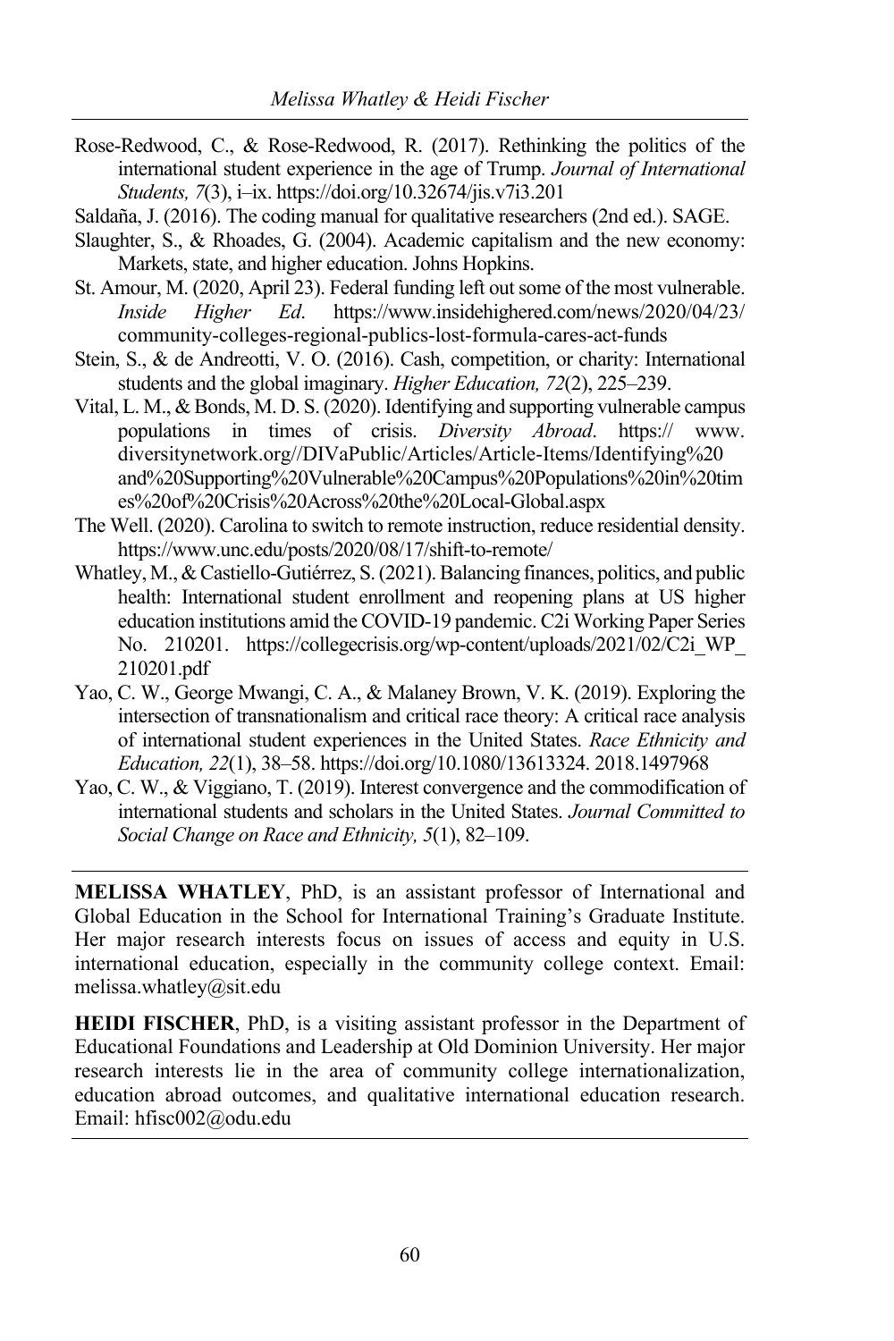Rose-Redwood, C., & Rose-Redwood, R. (2017). Rethinking the politics of the international student experience in the age of Trump. *Journal of International Students, 7*(3), i–ix. https://doi.org/10.32674/jis.v7i3.201

Saldaña, J. (2016). The coding manual for qualitative researchers (2nd ed.). SAGE.

Slaughter, S., & Rhoades, G. (2004). Academic capitalism and the new economy: Markets, state, and higher education. Johns Hopkins.

St. Amour, M. (2020, April 23). Federal funding left out some of the most vulnerable. *Inside Higher Ed*. https://www.insidehighered.com/news/2020/04/23/community-colleges-regional-publics-lost-formula-cares-act-funds

Stein, S., & de Andreotti, V. O. (2016). Cash, competition, or charity: International students and the global imaginary. *Higher Education, 72*(2), 225–239.

Vital, L. M., & Bonds, M. D. S. (2020). Identifying and supporting vulnerable campus populations in times of crisis. *Diversity Abroad*. https:// www.diversitynetwork.org//DIVaPublic/Articles/Article-Items/Identifying%20and%20Supporting%20Vulnerable%20Campus%20Populations%20in%20times%20of%20Crisis%20Across%20the%20Local-Global.aspx

The Well. (2020). Carolina to switch to remote instruction, reduce residential density. https://www.unc.edu/posts/2020/08/17/shift-to-remote/

Whatley, M., & Castiello-Gutiérrez, S. (2021). Balancing finances, politics, and public health: International student enrollment and reopening plans at US higher education institutions amid the COVID-19 pandemic. C2i Working Paper Series No. 210201. https://collegecrisis.org/wp-content/uploads/2021/02/C2i_WP_210201.pdf

Yao, C. W., George Mwangi, C. A., & Malaney Brown, V. K. (2019). Exploring the intersection of transnationalism and critical race theory: A critical race analysis of international student experiences in the United States. *Race Ethnicity and Education, 22*(1), 38–58. https://doi.org/10.1080/13613324. 2018.1497968

Yao, C. W., & Viggiano, T. (2019). Interest convergence and the commodification of international students and scholars in the United States. *Journal Committed to Social Change on Race and Ethnicity, 5*(1), 82–109.

---

**MELISSA WHATLEY**, PhD, is an assistant professor of International and Global Education in the School for International Training's Graduate Institute. Her major research interests focus on issues of access and equity in U.S. international education, especially in the community college context. Email: melissa.whatley@sit.edu

**HEIDI FISCHER**, PhD, is a visiting assistant professor in the Department of Educational Foundations and Leadership at Old Dominion University. Her major research interests lie in the area of community college internationalization, education abroad outcomes, and qualitative international education research. Email: hfisc002@odu.edu